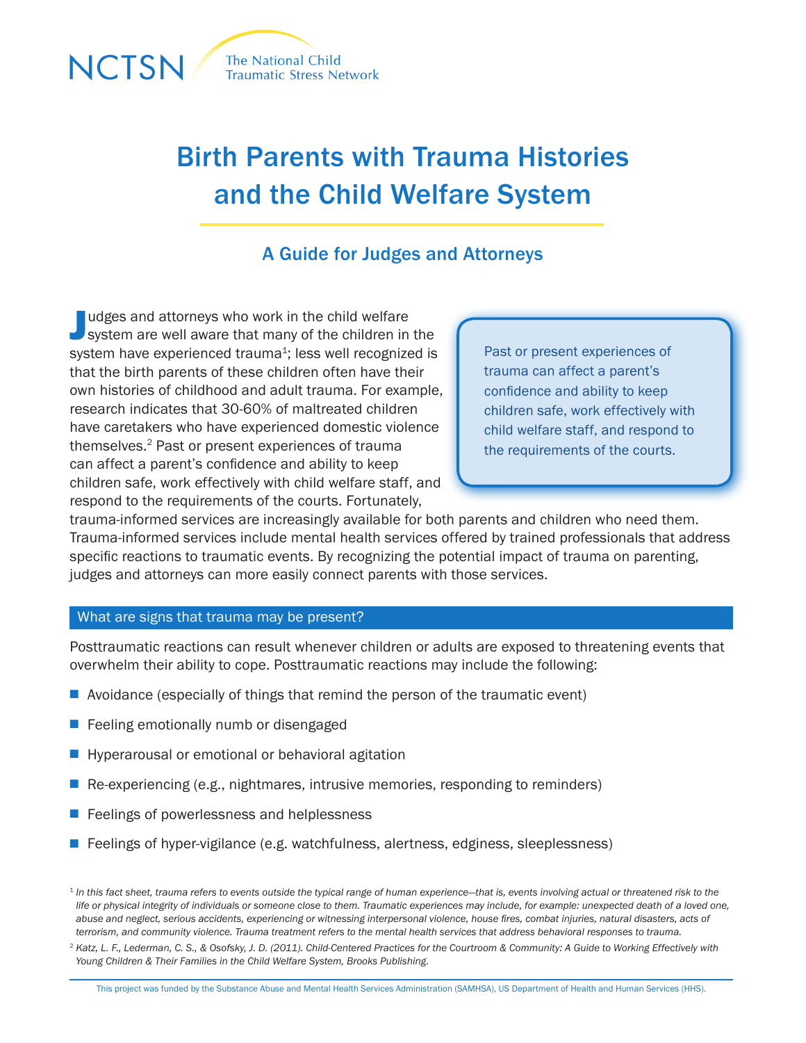NCTSN The National Child Traumatic Stress Network

# Birth Parents with Trauma Histories and the Child Welfare System

## A Guide for Judges and Attorneys

Judges and attorneys who work in the child welfare system are well aware that many of the children in the system have experienced trauma[1]; less well recognized is that the birth parents of these children often have their own histories of childhood and adult trauma. For example, research indicates that 30-60% of maltreated children have caretakers who have experienced domestic violence themselves.[2] Past or present experiences of trauma can affect a parent's confidence and ability to keep children safe, work effectively with child welfare staff, and respond to the requirements of the courts. Fortunately, trauma-informed services are increasingly available for both parents and children who need them. Trauma-informed services include mental health services offered by trained professionals that address specific reactions to traumatic events. By recognizing the potential impact of trauma on parenting, judges and attorneys can more easily connect parents with those services.

> Past or present experiences of trauma can affect a parent's confidence and ability to keep children safe, work effectively with child welfare staff, and respond to the requirements of the courts.

### What are signs that trauma may be present?

Posttraumatic reactions can result whenever children or adults are exposed to threatening events that overwhelm their ability to cope. Posttraumatic reactions may include the following:

- Avoidance (especially of things that remind the person of the traumatic event)
- Feeling emotionally numb or disengaged
- Hyperarousal or emotional or behavioral agitation
- Re-experiencing (e.g., nightmares, intrusive memories, responding to reminders)
- Feelings of powerlessness and helplessness
- Feelings of hyper-vigilance (e.g. watchfulness, alertness, edginess, sleeplessness)

[1] *In this fact sheet, trauma refers to events outside the typical range of human experience—that is, events involving actual or threatened risk to the life or physical integrity of individuals or someone close to them. Traumatic experiences may include, for example: unexpected death of a loved one, abuse and neglect, serious accidents, experiencing or witnessing interpersonal violence, house fires, combat injuries, natural disasters, acts of terrorism, and community violence. Trauma treatment refers to the mental health services that address behavioral responses to trauma.*

[2] *Katz, L. F., Lederman, C. S., & Osofsky, J. D. (2011). Child-Centered Practices for the Courtroom & Community: A Guide to Working Effectively with Young Children & Their Families in the Child Welfare System, Brooks Publishing.*

This project was funded by the Substance Abuse and Mental Health Services Administration (SAMHSA), US Department of Health and Human Services (HHS).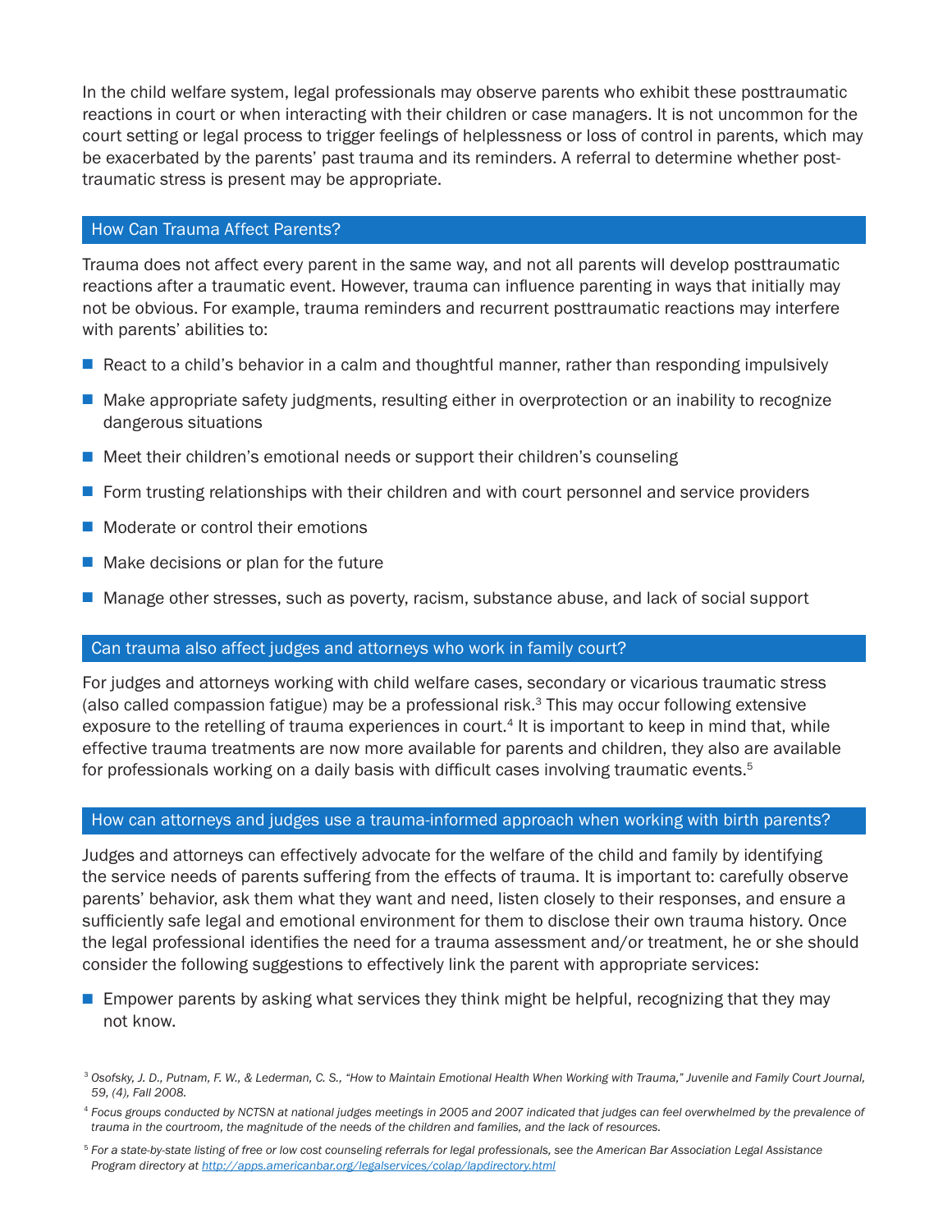In the child welfare system, legal professionals may observe parents who exhibit these posttraumatic reactions in court or when interacting with their children or case managers. It is not uncommon for the court setting or legal process to trigger feelings of helplessness or loss of control in parents, which may be exacerbated by the parents' past trauma and its reminders. A referral to determine whether post-traumatic stress is present may be appropriate.

## How Can Trauma Affect Parents?

Trauma does not affect every parent in the same way, and not all parents will develop posttraumatic reactions after a traumatic event. However, trauma can influence parenting in ways that initially may not be obvious. For example, trauma reminders and recurrent posttraumatic reactions may interfere with parents' abilities to:

- React to a child's behavior in a calm and thoughtful manner, rather than responding impulsively
- Make appropriate safety judgments, resulting either in overprotection or an inability to recognize dangerous situations
- Meet their children's emotional needs or support their children's counseling
- Form trusting relationships with their children and with court personnel and service providers
- Moderate or control their emotions
- Make decisions or plan for the future
- Manage other stresses, such as poverty, racism, substance abuse, and lack of social support

## Can trauma also affect judges and attorneys who work in family court?

For judges and attorneys working with child welfare cases, secondary or vicarious traumatic stress (also called compassion fatigue) may be a professional risk.[3] This may occur following extensive exposure to the retelling of trauma experiences in court.[4] It is important to keep in mind that, while effective trauma treatments are now more available for parents and children, they also are available for professionals working on a daily basis with difficult cases involving traumatic events.[5]

## How can attorneys and judges use a trauma-informed approach when working with birth parents?

Judges and attorneys can effectively advocate for the welfare of the child and family by identifying the service needs of parents suffering from the effects of trauma. It is important to: carefully observe parents' behavior, ask them what they want and need, listen closely to their responses, and ensure a sufficiently safe legal and emotional environment for them to disclose their own trauma history. Once the legal professional identifies the need for a trauma assessment and/or treatment, he or she should consider the following suggestions to effectively link the parent with appropriate services:

- Empower parents by asking what services they think might be helpful, recognizing that they may not know.

[3] *Osofsky, J. D., Putnam, F. W., & Lederman, C. S., "How to Maintain Emotional Health When Working with Trauma," Juvenile and Family Court Journal, 59, (4), Fall 2008.*

[4] *Focus groups conducted by NCTSN at national judges meetings in 2005 and 2007 indicated that judges can feel overwhelmed by the prevalence of trauma in the courtroom, the magnitude of the needs of the children and families, and the lack of resources.*

[5] *For a state-by-state listing of free or low cost counseling referrals for legal professionals, see the American Bar Association Legal Assistance Program directory at http://apps.americanbar.org/legalservices/colap/lapdirectory.html*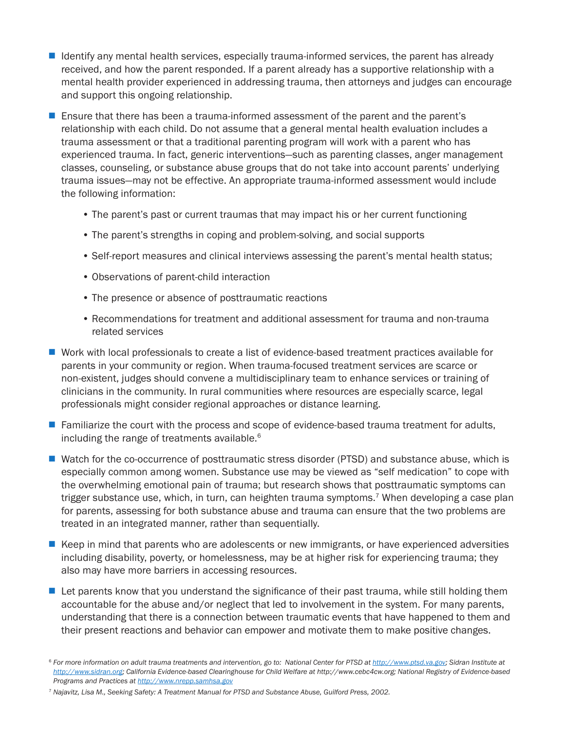- Identify any mental health services, especially trauma-informed services, the parent has already received, and how the parent responded. If a parent already has a supportive relationship with a mental health provider experienced in addressing trauma, then attorneys and judges can encourage and support this ongoing relationship.
- Ensure that there has been a trauma-informed assessment of the parent and the parent's relationship with each child. Do not assume that a general mental health evaluation includes a trauma assessment or that a traditional parenting program will work with a parent who has experienced trauma. In fact, generic interventions—such as parenting classes, anger management classes, counseling, or substance abuse groups that do not take into account parents' underlying trauma issues—may not be effective. An appropriate trauma-informed assessment would include the following information:
  - The parent's past or current traumas that may impact his or her current functioning
  - The parent's strengths in coping and problem-solving, and social supports
  - Self-report measures and clinical interviews assessing the parent's mental health status;
  - Observations of parent-child interaction
  - The presence or absence of posttraumatic reactions
  - Recommendations for treatment and additional assessment for trauma and non-trauma related services
- Work with local professionals to create a list of evidence-based treatment practices available for parents in your community or region. When trauma-focused treatment services are scarce or non-existent, judges should convene a multidisciplinary team to enhance services or training of clinicians in the community. In rural communities where resources are especially scarce, legal professionals might consider regional approaches or distance learning.
- Familiarize the court with the process and scope of evidence-based trauma treatment for adults, including the range of treatments available.[6]
- Watch for the co-occurrence of posttraumatic stress disorder (PTSD) and substance abuse, which is especially common among women. Substance use may be viewed as "self medication" to cope with the overwhelming emotional pain of trauma; but research shows that posttraumatic symptoms can trigger substance use, which, in turn, can heighten trauma symptoms.[7] When developing a case plan for parents, assessing for both substance abuse and trauma can ensure that the two problems are treated in an integrated manner, rather than sequentially.
- Keep in mind that parents who are adolescents or new immigrants, or have experienced adversities including disability, poverty, or homelessness, may be at higher risk for experiencing trauma; they also may have more barriers in accessing resources.
- Let parents know that you understand the significance of their past trauma, while still holding them accountable for the abuse and/or neglect that led to involvement in the system. For many parents, understanding that there is a connection between traumatic events that have happened to them and their present reactions and behavior can empower and motivate them to make positive changes.

[6] *For more information on adult trauma treatments and intervention, go to: National Center for PTSD at http://www.ptsd.va.gov; Sidran Institute at http://www.sidran.org; California Evidence-based Clearinghouse for Child Welfare at http://www.cebc4cw.org; National Registry of Evidence-based Programs and Practices at http://www.nrepp.samhsa.gov*

[7] *Najavitz, Lisa M., Seeking Safety: A Treatment Manual for PTSD and Substance Abuse, Guilford Press, 2002.*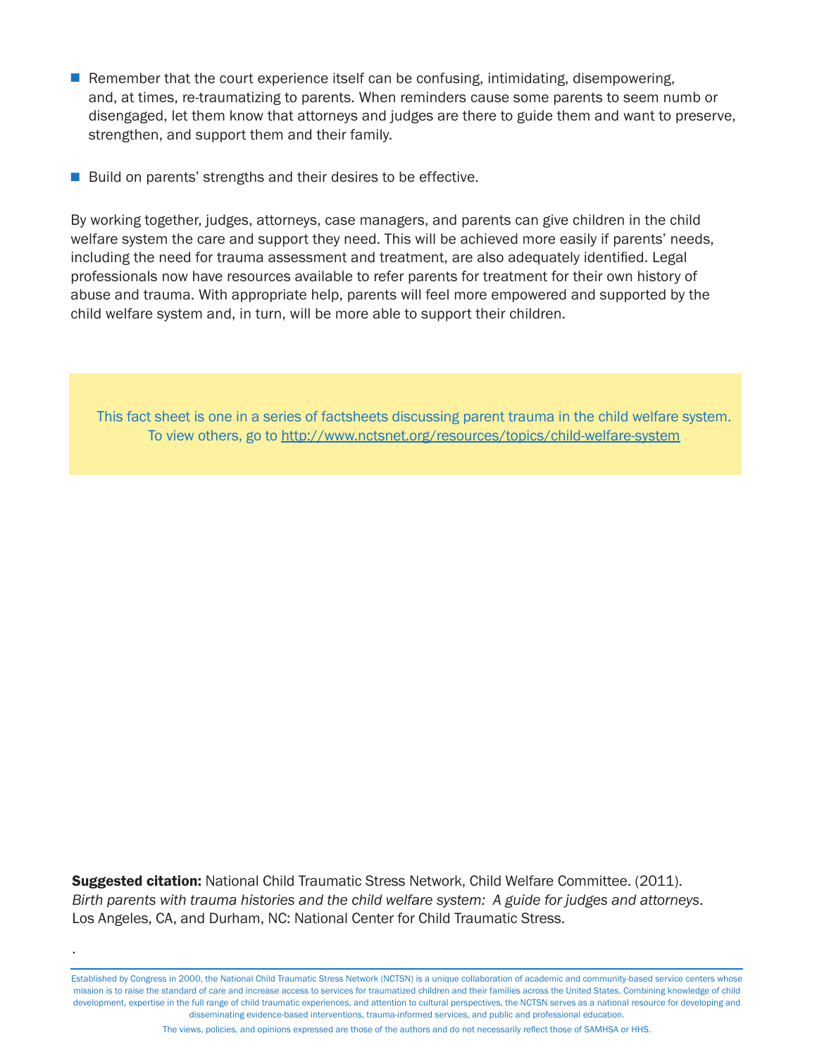- Remember that the court experience itself can be confusing, intimidating, disempowering, and, at times, re-traumatizing to parents. When reminders cause some parents to seem numb or disengaged, let them know that attorneys and judges are there to guide them and want to preserve, strengthen, and support them and their family.

- Build on parents' strengths and their desires to be effective.

By working together, judges, attorneys, case managers, and parents can give children in the child welfare system the care and support they need. This will be achieved more easily if parents' needs, including the need for trauma assessment and treatment, are also adequately identified. Legal professionals now have resources available to refer parents for treatment for their own history of abuse and trauma. With appropriate help, parents will feel more empowered and supported by the child welfare system and, in turn, will be more able to support their children.

This fact sheet is one in a series of factsheets discussing parent trauma in the child welfare system. To view others, go to http://www.nctsnet.org/resources/topics/child-welfare-system

**Suggested citation:** National Child Traumatic Stress Network, Child Welfare Committee. (2011). *Birth parents with trauma histories and the child welfare system: A guide for judges and attorneys*. Los Angeles, CA, and Durham, NC: National Center for Child Traumatic Stress.

Established by Congress in 2000, the National Child Traumatic Stress Network (NCTSN) is a unique collaboration of academic and community-based service centers whose mission is to raise the standard of care and increase access to services for traumatized children and their families across the United States. Combining knowledge of child development, expertise in the full range of child traumatic experiences, and attention to cultural perspectives, the NCTSN serves as a national resource for developing and disseminating evidence-based interventions, trauma-informed services, and public and professional education.

The views, policies, and opinions expressed are those of the authors and do not necessarily reflect those of SAMHSA or HHS.